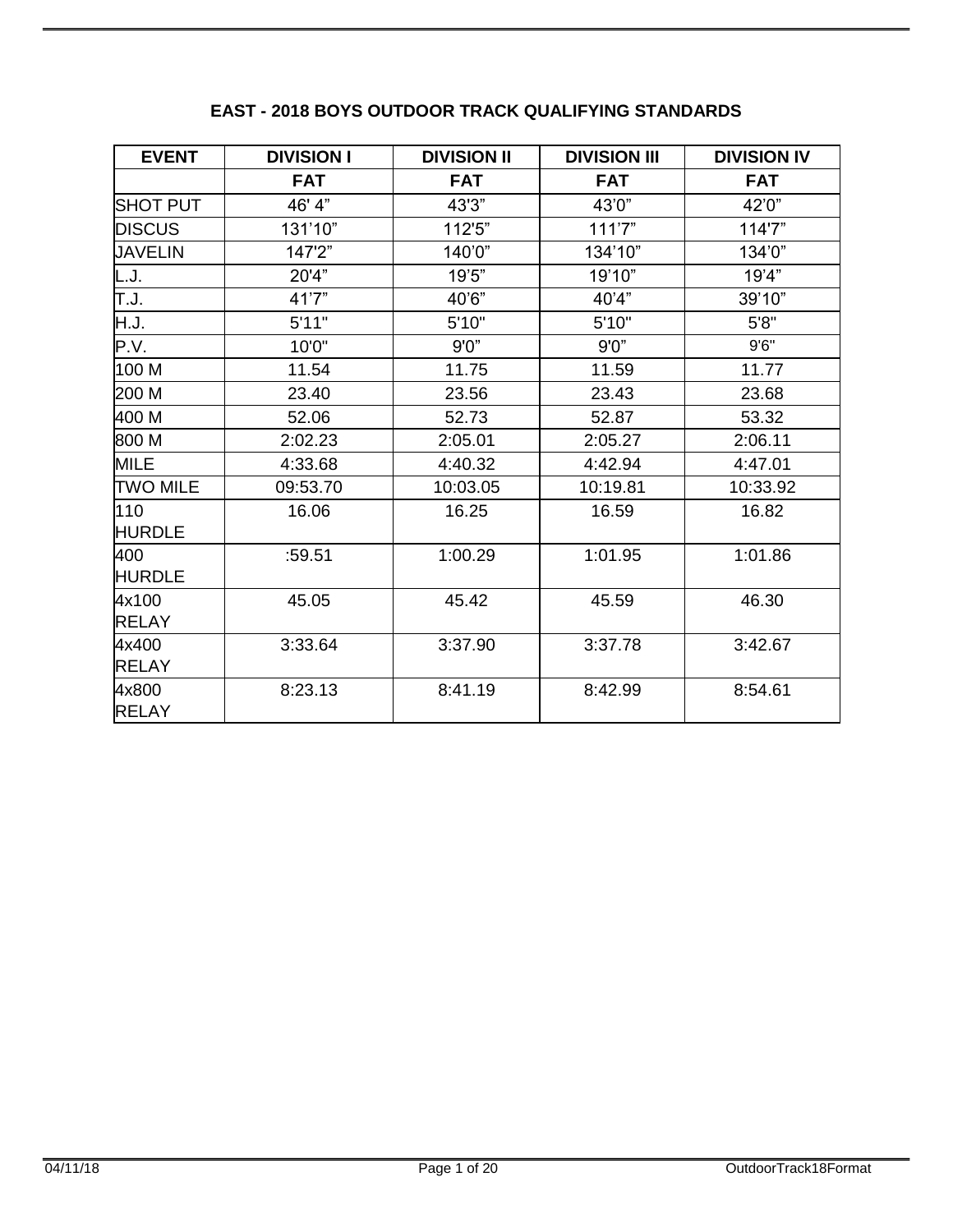## EAST - 2018 BOYS OUTDOOR TRACK QUALIFYING STANDARDS

| EVENT | DIVISION I | DIVISION II | DIVISION III | DIVISION IV |
|---|---|---|---|---|
| | FAT | FAT | FAT | FAT |
| SHOT PUT | 46' 4” | 43'3” | 43’0” | 42’0” |
| DISCUS | 131’10” | 112'5” | 111’7” | 114'7” |
| JAVELIN | 147'2” | 140’0” | 134’10” | 134’0” |
| L.J. | 20'4” | 19’5” | 19’10” | 19’4” |
| T.J. | 41’7” | 40’6” | 40’4” | 39’10” |
| H.J. | 5'11" | 5'10" | 5'10" | 5'8" |
| P.V. | 10'0" | 9'0” | 9'0” | 9'6" |
| 100 M | 11.54 | 11.75 | 11.59 | 11.77 |
| 200 M | 23.40 | 23.56 | 23.43 | 23.68 |
| 400 M | 52.06 | 52.73 | 52.87 | 53.32 |
| 800 M | 2:02.23 | 2:05.01 | 2:05.27 | 2:06.11 |
| MILE | 4:33.68 | 4:40.32 | 4:42.94 | 4:47.01 |
| TWO MILE | 09:53.70 | 10:03.05 | 10:19.81 | 10:33.92 |
| 110 HURDLE | 16.06 | 16.25 | 16.59 | 16.82 |
| 400 HURDLE | :59.51 | 1:00.29 | 1:01.95 | 1:01.86 |
| 4x100 RELAY | 45.05 | 45.42 | 45.59 | 46.30 |
| 4x400 RELAY | 3:33.64 | 3:37.90 | 3:37.78 | 3:42.67 |
| 4x800 RELAY | 8:23.13 | 8:41.19 | 8:42.99 | 8:54.61 |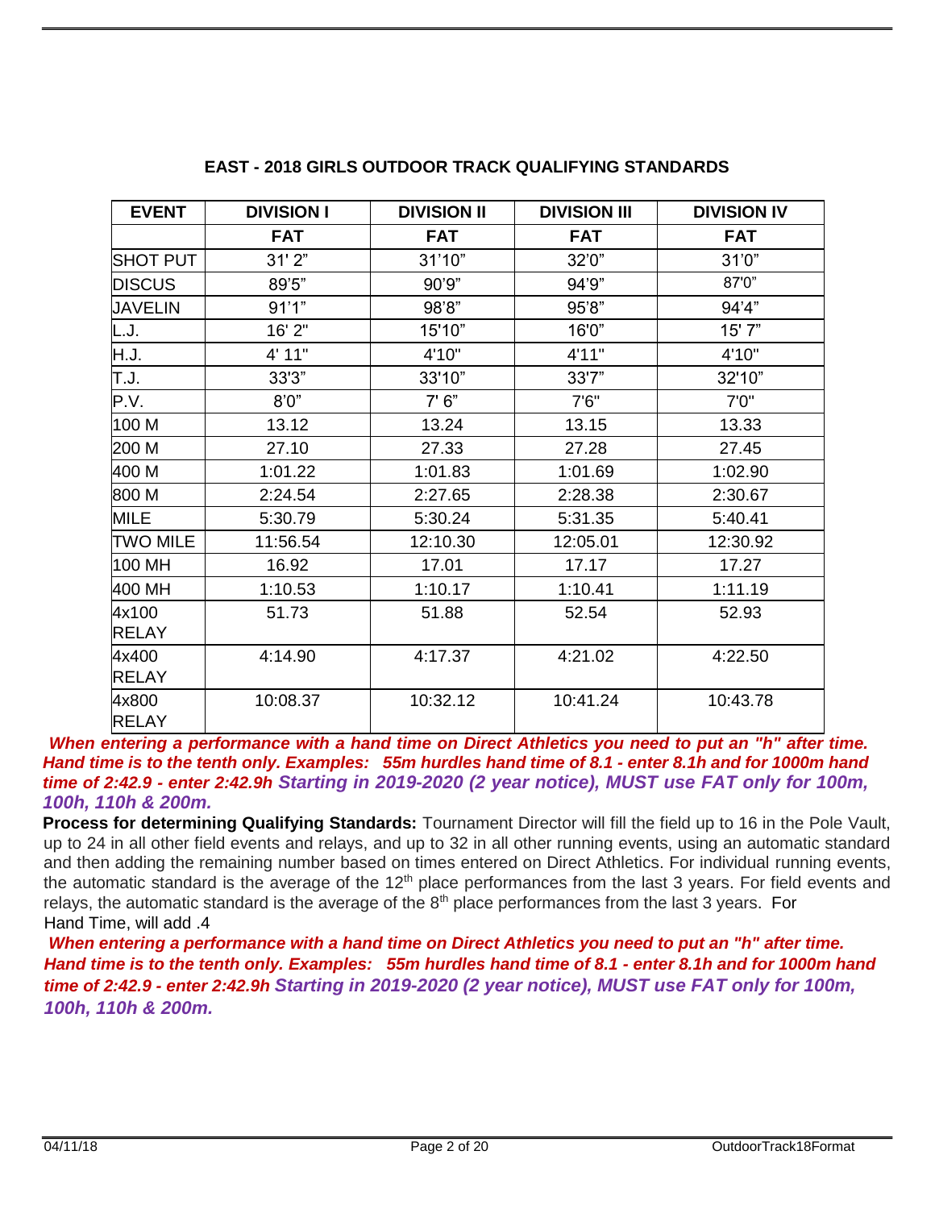## EAST - 2018 GIRLS OUTDOOR TRACK QUALIFYING STANDARDS

| EVENT | DIVISION I | DIVISION II | DIVISION III | DIVISION IV |
|---|---|---|---|---|
| | FAT | FAT | FAT | FAT |
| SHOT PUT | 31' 2" | 31'10" | 32'0" | 31'0" |
| DISCUS | 89'5" | 90'9" | 94'9" | 87'0" |
| JAVELIN | 91'1" | 98'8" | 95'8" | 94'4" |
| L.J. | 16' 2" | 15'10" | 16'0" | 15' 7" |
| H.J. | 4' 11" | 4'10" | 4'11" | 4'10" |
| T.J. | 33'3" | 33'10" | 33'7" | 32'10" |
| P.V. | 8'0" | 7' 6" | 7'6" | 7'0" |
| 100 M | 13.12 | 13.24 | 13.15 | 13.33 |
| 200 M | 27.10 | 27.33 | 27.28 | 27.45 |
| 400 M | 1:01.22 | 1:01.83 | 1:01.69 | 1:02.90 |
| 800 M | 2:24.54 | 2:27.65 | 2:28.38 | 2:30.67 |
| MILE | 5:30.79 | 5:30.24 | 5:31.35 | 5:40.41 |
| TWO MILE | 11:56.54 | 12:10.30 | 12:05.01 | 12:30.92 |
| 100 MH | 16.92 | 17.01 | 17.17 | 17.27 |
| 400 MH | 1:10.53 | 1:10.17 | 1:10.41 | 1:11.19 |
| 4x100 RELAY | 51.73 | 51.88 | 52.54 | 52.93 |
| 4x400 RELAY | 4:14.90 | 4:17.37 | 4:21.02 | 4:22.50 |
| 4x800 RELAY | 10:08.37 | 10:32.12 | 10:41.24 | 10:43.78 |

***When entering a performance with a hand time on Direct Athletics you need to put an "h" after time. Hand time is to the tenth only. Examples: 55m hurdles hand time of 8.1 - enter 8.1h and for 1000m hand time of 2:42.9 - enter 2:42.9h Starting in 2019-2020 (2 year notice), MUST use FAT only for 100m, 100h, 110h & 200m.***

**Process for determining Qualifying Standards:** Tournament Director will fill the field up to 16 in the Pole Vault, up to 24 in all other field events and relays, and up to 32 in all other running events, using an automatic standard and then adding the remaining number based on times entered on Direct Athletics. For individual running events, the automatic standard is the average of the 12th place performances from the last 3 years. For field events and relays, the automatic standard is the average of the 8th place performances from the last 3 years. For Hand Time, will add .4

***When entering a performance with a hand time on Direct Athletics you need to put an "h" after time. Hand time is to the tenth only. Examples: 55m hurdles hand time of 8.1 - enter 8.1h and for 1000m hand time of 2:42.9 - enter 2:42.9h Starting in 2019-2020 (2 year notice), MUST use FAT only for 100m, 100h, 110h & 200m.***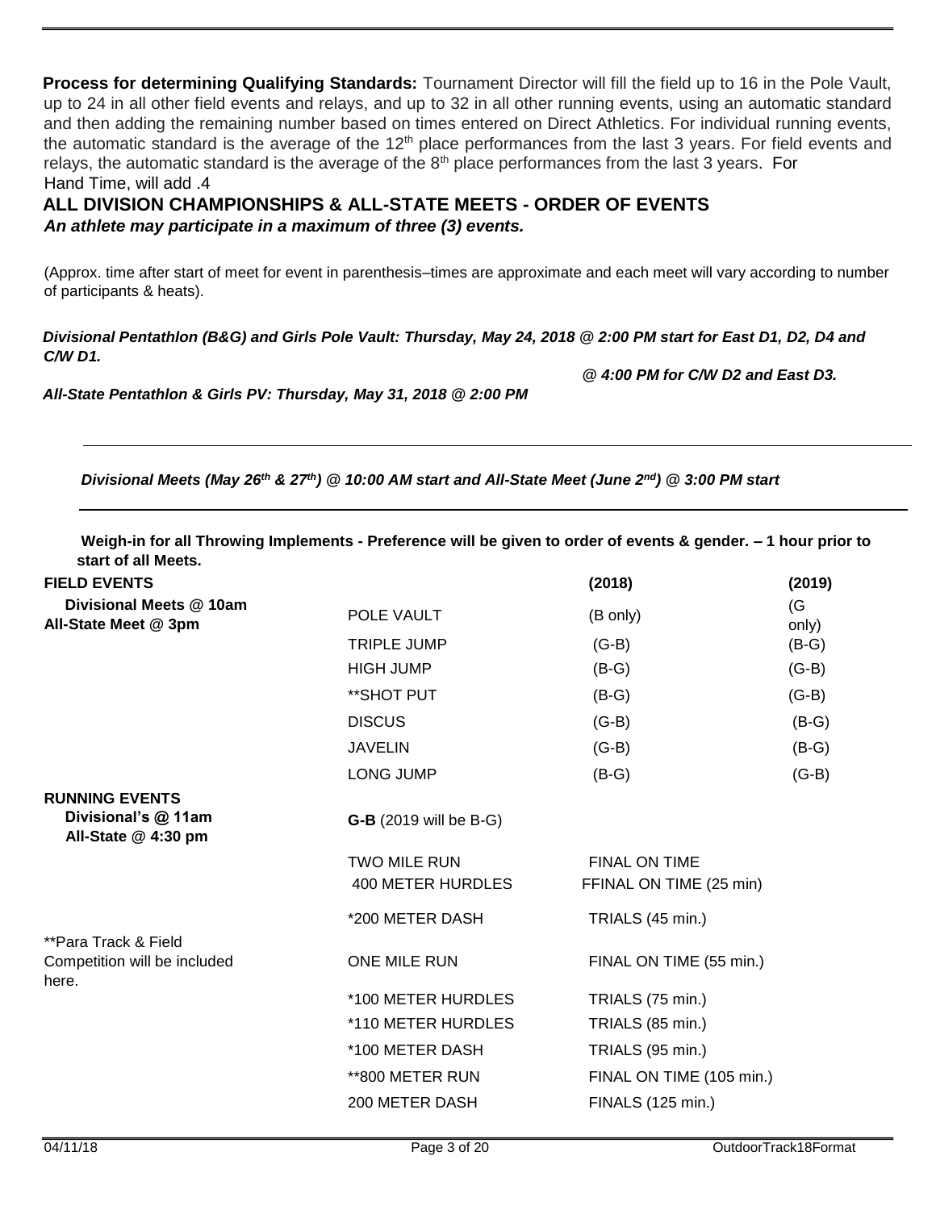**Process for determining Qualifying Standards:** Tournament Director will fill the field up to 16 in the Pole Vault, up to 24 in all other field events and relays, and up to 32 in all other running events, using an automatic standard and then adding the remaining number based on times entered on Direct Athletics. For individual running events, the automatic standard is the average of the 12th place performances from the last 3 years. For field events and relays, the automatic standard is the average of the 8th place performances from the last 3 years. For Hand Time, will add .4

## ALL DIVISION CHAMPIONSHIPS & ALL-STATE MEETS - ORDER OF EVENTS

***An athlete may participate in a maximum of three (3) events.***

(Approx. time after start of meet for event in parenthesis–times are approximate and each meet will vary according to number of participants & heats).

***Divisional Pentathlon (B&G) and Girls Pole Vault: Thursday, May 24, 2018 @ 2:00 PM start for East D1, D2, D4 and C/W D1.***

***@ 4:00 PM for C/W D2 and East D3.***

***All-State Pentathlon & Girls PV: Thursday, May 31, 2018 @ 2:00 PM***

***Divisional Meets (May 26th & 27th) @ 10:00 AM start and All-State Meet (June 2nd) @ 3:00 PM start***

**Weigh-in for all Throwing Implements - Preference will be given to order of events & gender. – 1 hour prior to start of all Meets.**

| **FIELD EVENTS** | | **(2018)** | **(2019)** |
|---|---|---|---|
| **Divisional Meets @ 10am All-State Meet @ 3pm** | POLE VAULT | (B only) | (G only) |
| | TRIPLE JUMP | (G-B) | (B-G) |
| | HIGH JUMP | (B-G) | (G-B) |
| | **SHOT PUT | (B-G) | (G-B) |
| | DISCUS | (G-B) | (B-G) |
| | JAVELIN | (G-B) | (B-G) |
| | LONG JUMP | (B-G) | (G-B) |

| **RUNNING EVENTS** | | |
|---|---|---|
| **Divisional's @ 11am All-State @ 4:30 pm** | **G-B** (2019 will be B-G) | |
| | TWO MILE RUN | FINAL ON TIME |
| | 400 METER HURDLES | FFINAL ON TIME (25 min) |
| | *200 METER DASH | TRIALS (45 min.) |
| **Para Track & Field Competition will be included here. | ONE MILE RUN | FINAL ON TIME (55 min.) |
| | *100 METER HURDLES | TRIALS (75 min.) |
| | *110 METER HURDLES | TRIALS (85 min.) |
| | *100 METER DASH | TRIALS (95 min.) |
| | **800 METER RUN | FINAL ON TIME (105 min.) |
| | 200 METER DASH | FINALS (125 min.) |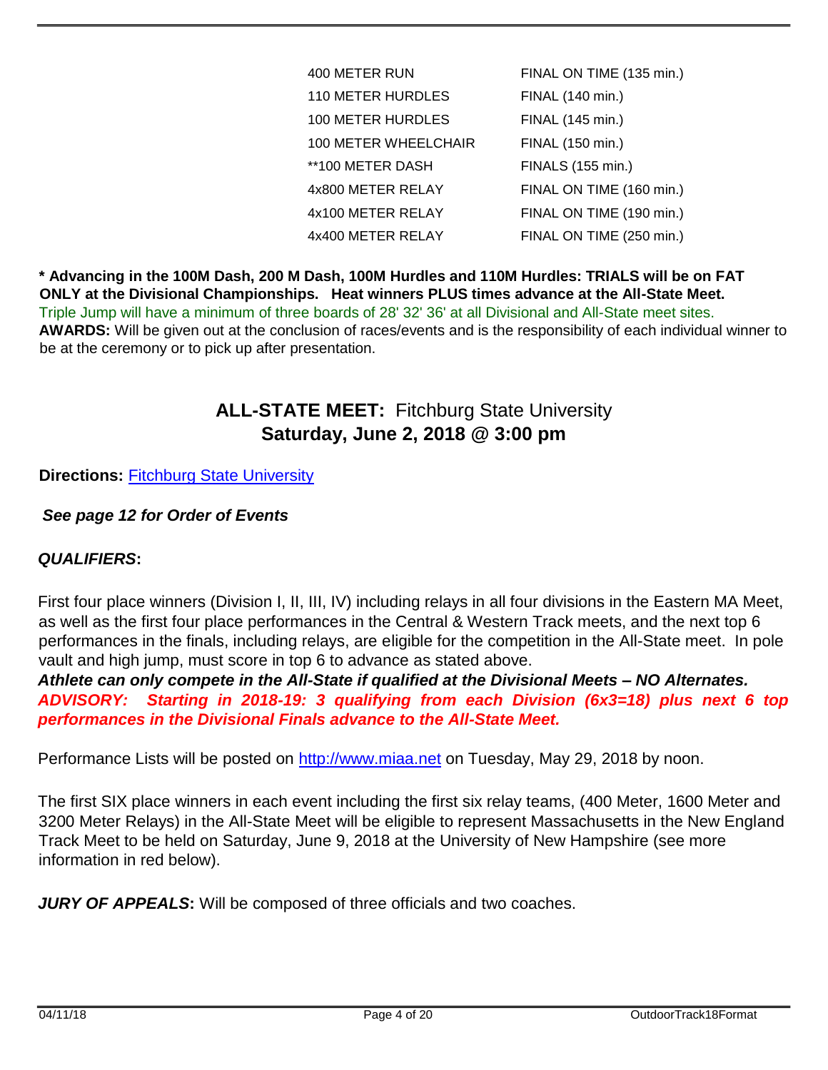| | |
|---|---|
| 400 METER RUN | FINAL ON TIME (135 min.) |
| 110 METER HURDLES | FINAL (140 min.) |
| 100 METER HURDLES | FINAL (145 min.) |
| 100 METER WHEELCHAIR | FINAL (150 min.) |
| **100 METER DASH | FINALS (155 min.) |
| 4x800 METER RELAY | FINAL ON TIME (160 min.) |
| 4x100 METER RELAY | FINAL ON TIME (190 min.) |
| 4x400 METER RELAY | FINAL ON TIME (250 min.) |

**\* Advancing in the 100M Dash, 200 M Dash, 100M Hurdles and 110M Hurdles: TRIALS will be on FAT ONLY at the Divisional Championships. Heat winners PLUS times advance at the All-State Meet.**

Triple Jump will have a minimum of three boards of 28' 32' 36' at all Divisional and All-State meet sites.

**AWARDS:** Will be given out at the conclusion of races/events and is the responsibility of each individual winner to be at the ceremony or to pick up after presentation.

## ALL-STATE MEET: Fitchburg State University
## Saturday, June 2, 2018 @ 3:00 pm

**Directions:** [Fitchburg State University]

***See page 12 for Order of Events***

***QUALIFIERS*:**

First four place winners (Division I, II, III, IV) including relays in all four divisions in the Eastern MA Meet, as well as the first four place performances in the Central & Western Track meets, and the next top 6 performances in the finals, including relays, are eligible for the competition in the All-State meet. In pole vault and high jump, must score in top 6 to advance as stated above.

***Athlete can only compete in the All-State if qualified at the Divisional Meets – NO Alternates.***

***ADVISORY: Starting in 2018-19: 3 qualifying from each Division (6x3=18) plus next 6 top performances in the Divisional Finals advance to the All-State Meet.***

Performance Lists will be posted on http://www.miaa.net on Tuesday, May 29, 2018 by noon.

The first SIX place winners in each event including the first six relay teams, (400 Meter, 1600 Meter and 3200 Meter Relays) in the All-State Meet will be eligible to represent Massachusetts in the New England Track Meet to be held on Saturday, June 9, 2018 at the University of New Hampshire (see more information in red below).

***JURY OF APPEALS*:** Will be composed of three officials and two coaches.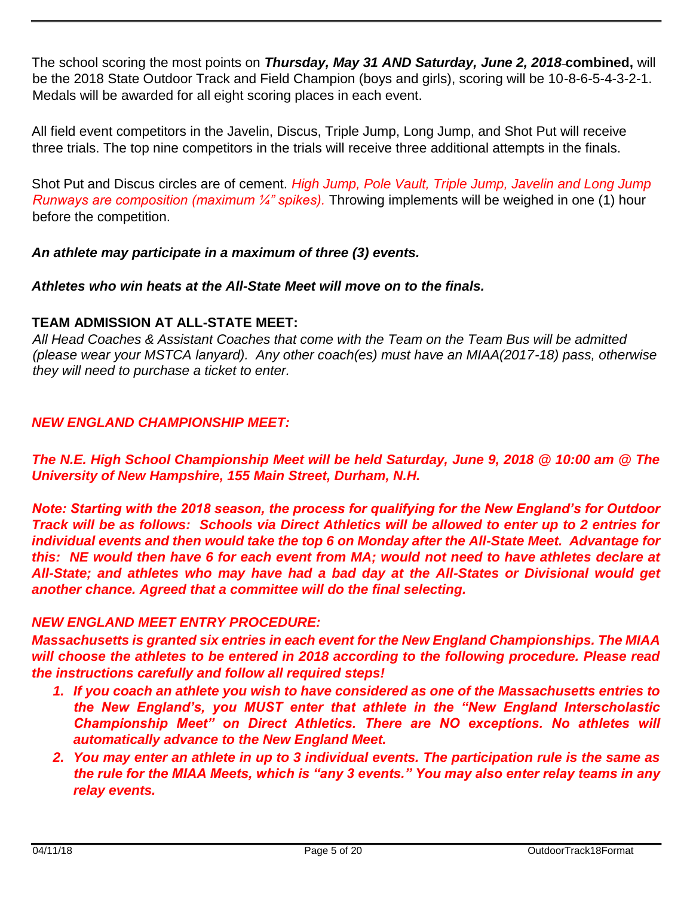The school scoring the most points on ***Thursday, May 31 AND Saturday, June 2, 2018*** **combined,** will be the 2018 State Outdoor Track and Field Champion (boys and girls), scoring will be 10-8-6-5-4-3-2-1. Medals will be awarded for all eight scoring places in each event.

All field event competitors in the Javelin, Discus, Triple Jump, Long Jump, and Shot Put will receive three trials. The top nine competitors in the trials will receive three additional attempts in the finals.

Shot Put and Discus circles are of cement. *High Jump, Pole Vault, Triple Jump, Javelin and Long Jump Runways are composition (maximum ¼" spikes).* Throwing implements will be weighed in one (1) hour before the competition.

***An athlete may participate in a maximum of three (3) events.***

***Athletes who win heats at the All-State Meet will move on to the finals.***

**TEAM ADMISSION AT ALL-STATE MEET:**

*All Head Coaches & Assistant Coaches that come with the Team on the Team Bus will be admitted (please wear your MSTCA lanyard). Any other coach(es) must have an MIAA(2017-18) pass, otherwise they will need to purchase a ticket to enter.*

***NEW ENGLAND CHAMPIONSHIP MEET:***

***The N.E. High School Championship Meet will be held Saturday, June 9, 2018 @ 10:00 am @ The University of New Hampshire, 155 Main Street, Durham, N.H.***

***Note: Starting with the 2018 season, the process for qualifying for the New England's for Outdoor Track will be as follows: Schools via Direct Athletics will be allowed to enter up to 2 entries for individual events and then would take the top 6 on Monday after the All-State Meet. Advantage for this: NE would then have 6 for each event from MA; would not need to have athletes declare at All-State; and athletes who may have had a bad day at the All-States or Divisional would get another chance. Agreed that a committee will do the final selecting.***

***NEW ENGLAND MEET ENTRY PROCEDURE:***

***Massachusetts is granted six entries in each event for the New England Championships. The MIAA will choose the athletes to be entered in 2018 according to the following procedure. Please read the instructions carefully and follow all required steps!***

1. ***If you coach an athlete you wish to have considered as one of the Massachusetts entries to the New England's, you MUST enter that athlete in the "New England Interscholastic Championship Meet" on Direct Athletics. There are NO exceptions. No athletes will automatically advance to the New England Meet.***
2. ***You may enter an athlete in up to 3 individual events. The participation rule is the same as the rule for the MIAA Meets, which is "any 3 events." You may also enter relay teams in any relay events.***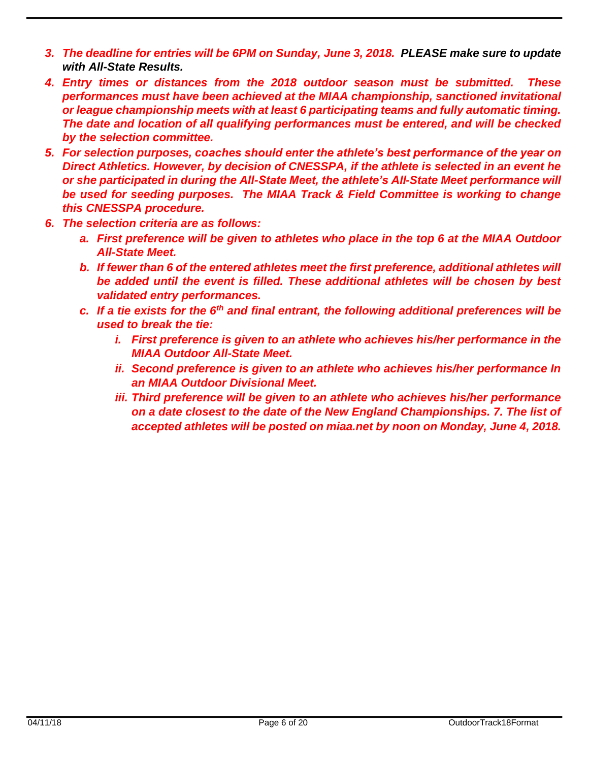3. ***The deadline for entries will be 6PM on Sunday, June 3, 2018. PLEASE make sure to update with All-State Results.***
4. ***Entry times or distances from the 2018 outdoor season must be submitted. These performances must have been achieved at the MIAA championship, sanctioned invitational or league championship meets with at least 6 participating teams and fully automatic timing. The date and location of all qualifying performances must be entered, and will be checked by the selection committee.***
5. ***For selection purposes, coaches should enter the athlete's best performance of the year on Direct Athletics. However, by decision of CNESSPA, if the athlete is selected in an event he or she participated in during the All-State Meet, the athlete's All-State Meet performance will be used for seeding purposes. The MIAA Track & Field Committee is working to change this CNESSPA procedure.***
6. ***The selection criteria are as follows:***
   a. ***First preference will be given to athletes who place in the top 6 at the MIAA Outdoor All-State Meet.***
   b. ***If fewer than 6 of the entered athletes meet the first preference, additional athletes will be added until the event is filled. These additional athletes will be chosen by best validated entry performances.***
   c. ***If a tie exists for the 6th and final entrant, the following additional preferences will be used to break the tie:***
      i. ***First preference is given to an athlete who achieves his/her performance in the MIAA Outdoor All-State Meet.***
      ii. ***Second preference is given to an athlete who achieves his/her performance In an MIAA Outdoor Divisional Meet.***
      iii. ***Third preference will be given to an athlete who achieves his/her performance on a date closest to the date of the New England Championships. 7. The list of accepted athletes will be posted on miaa.net by noon on Monday, June 4, 2018.***